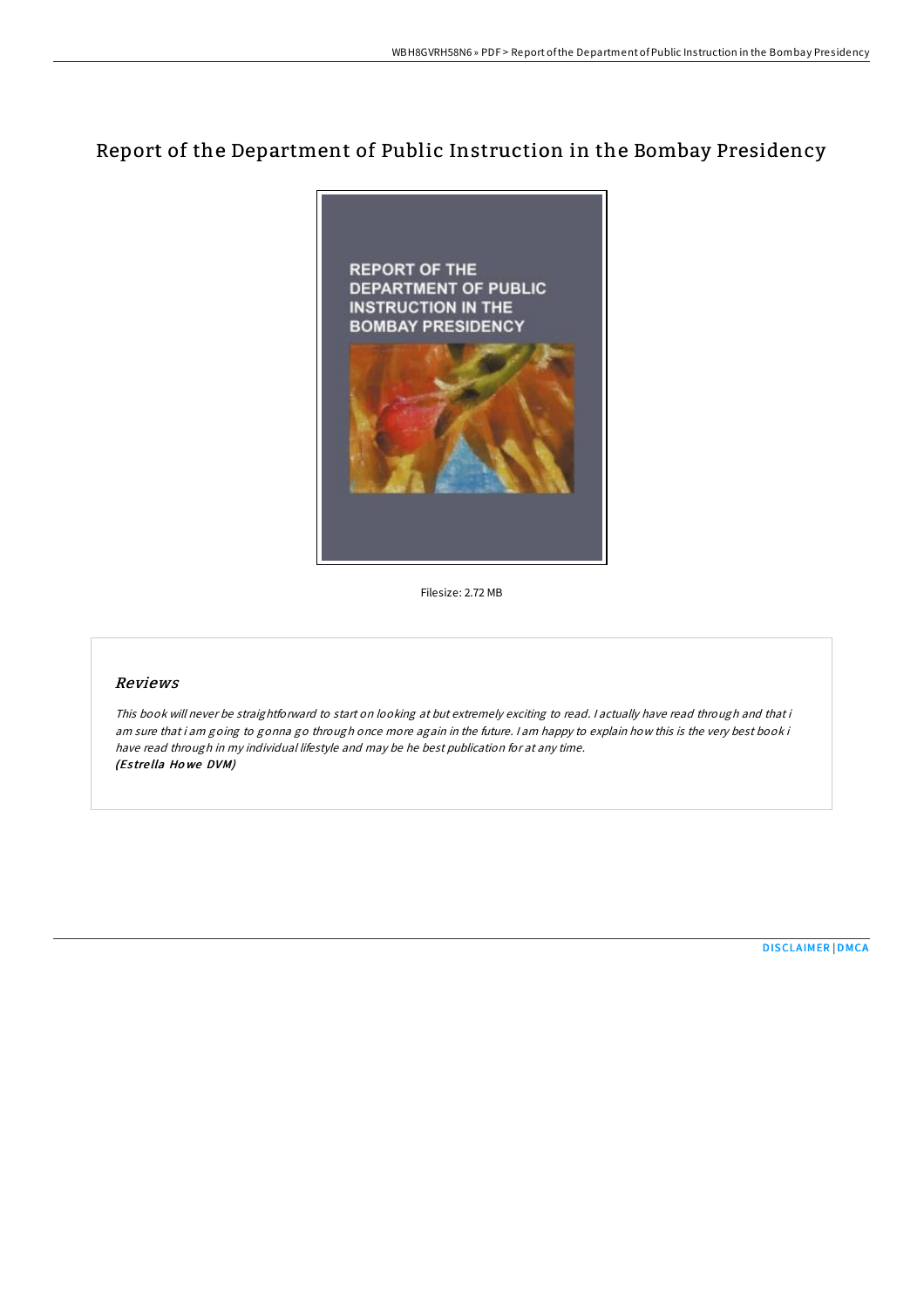# Report of the Department of Public Instruction in the Bombay Presidency

Filesize: 2.72 MB

## *Reviews*

*This book will never be straightforward to start on looking at but extremely exciting to read. I actually have read through and that i am sure that i am going to gonna go through once more again in the future. I am happy to explain how this is the very best book i have read through in my individual lifestyle and may be he best publication for at any time.*
*(Estrella Howe DVM)*

DISCLAIMER | DMCA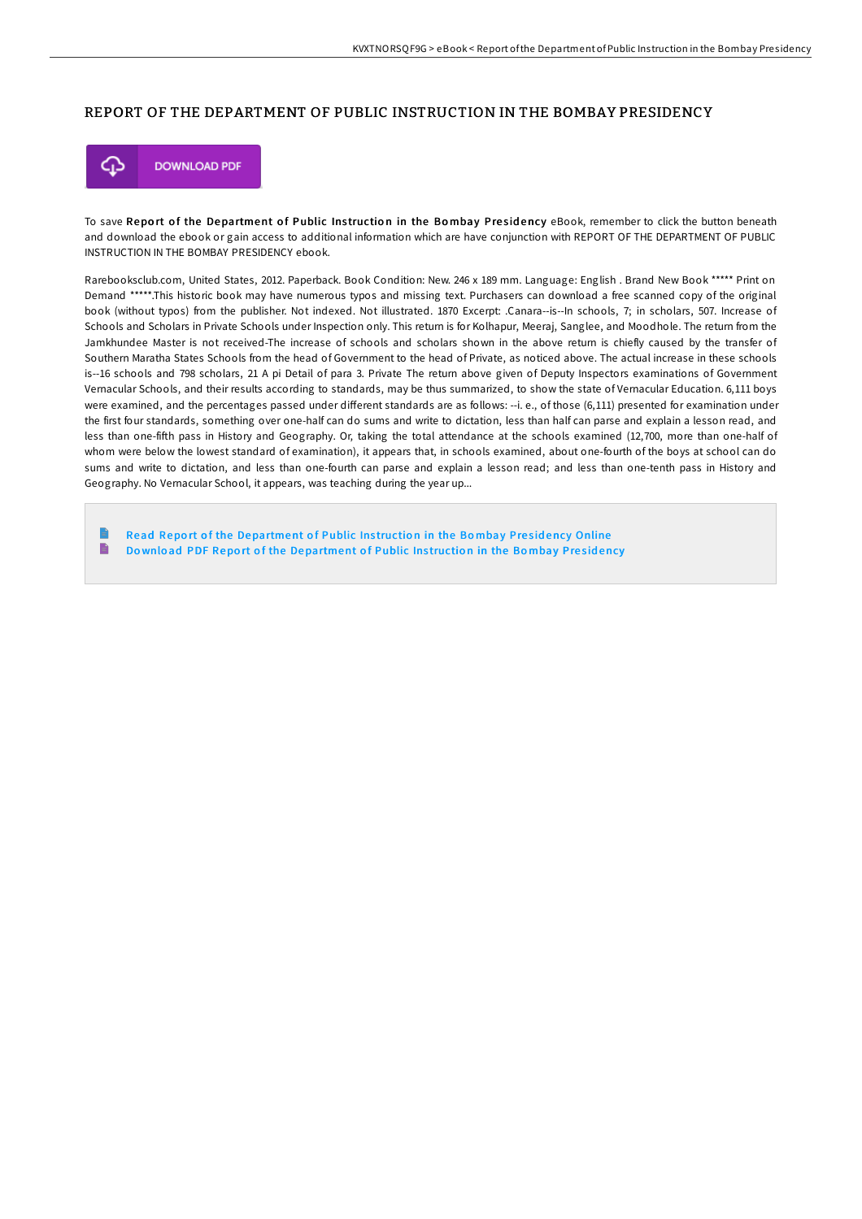# REPORT OF THE DEPARTMENT OF PUBLIC INSTRUCTION IN THE BOMBAY PRESIDENCY

DOWNLOAD PDF

To save **Report of the Department of Public Instruction in the Bombay Presidency** eBook, remember to click the button beneath and download the ebook or gain access to additional information which are have conjunction with REPORT OF THE DEPARTMENT OF PUBLIC INSTRUCTION IN THE BOMBAY PRESIDENCY ebook.

Rarebooksclub.com, United States, 2012. Paperback. Book Condition: New. 246 x 189 mm. Language: English . Brand New Book ***** Print on Demand *****.This historic book may have numerous typos and missing text. Purchasers can download a free scanned copy of the original book (without typos) from the publisher. Not indexed. Not illustrated. 1870 Excerpt: .Canara--is--In schools, 7; in scholars, 507. Increase of Schools and Scholars in Private Schools under Inspection only. This return is for Kolhapur, Meeraj, Sanglee, and Moodhole. The return from the Jamkhundee Master is not received-The increase of schools and scholars shown in the above return is chiefly caused by the transfer of Southern Maratha States Schools from the head of Government to the head of Private, as noticed above. The actual increase in these schools is--16 schools and 798 scholars, 21 A pi Detail of para 3. Private The return above given of Deputy Inspectors examinations of Government Vernacular Schools, and their results according to standards, may be thus summarized, to show the state of Vernacular Education. 6,111 boys were examined, and the percentages passed under different standards are as follows: --i. e., of those (6,111) presented for examination under the first four standards, something over one-half can do sums and write to dictation, less than half can parse and explain a lesson read, and less than one-fifth pass in History and Geography. Or, taking the total attendance at the schools examined (12,700, more than one-half of whom were below the lowest standard of examination), it appears that, in schools examined, about one-fourth of the boys at school can do sums and write to dictation, and less than one-fourth can parse and explain a lesson read; and less than one-tenth pass in History and Geography. No Vernacular School, it appears, was teaching during the year up...

- Read Report of the Department of Public Instruction in the Bombay Presidency Online
- Download PDF Report of the Department of Public Instruction in the Bombay Presidency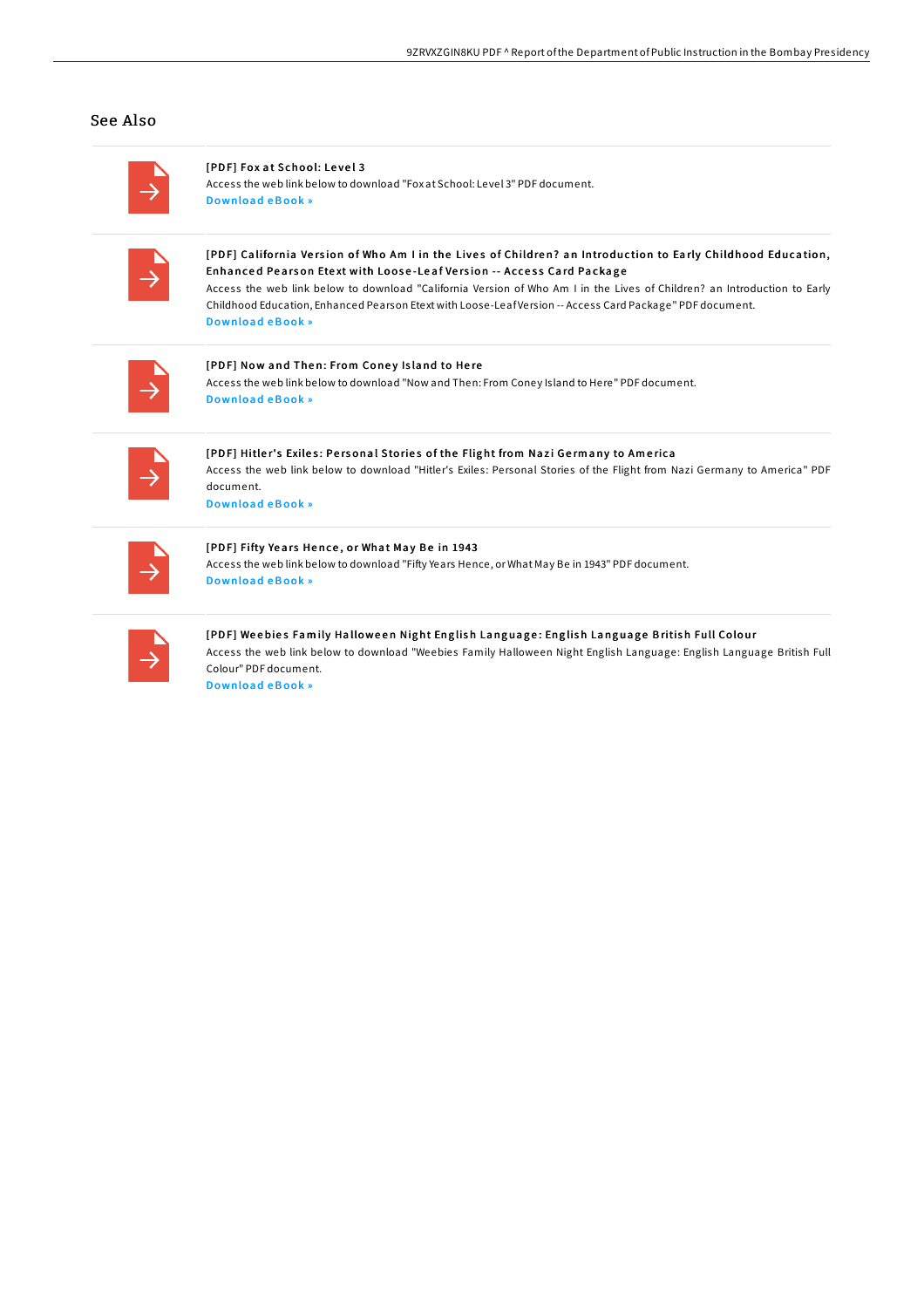## See Also

**[PDF] Fox at School: Level 3**

Access the web link below to download "Fox at School: Level 3" PDF document.

Download eBook »

**[PDF] California Version of Who Am I in the Lives of Children? an Introduction to Early Childhood Education, Enhanced Pearson Etext with Loose-Leaf Version -- Access Card Package**

Access the web link below to download "California Version of Who Am I in the Lives of Children? an Introduction to Early Childhood Education, Enhanced Pearson Etext with Loose-Leaf Version -- Access Card Package" PDF document.

Download eBook »

**[PDF] Now and Then: From Coney Island to Here**

Access the web link below to download "Now and Then: From Coney Island to Here" PDF document.

Download eBook »

**[PDF] Hitler's Exiles: Personal Stories of the Flight from Nazi Germany to America**

Access the web link below to download "Hitler's Exiles: Personal Stories of the Flight from Nazi Germany to America" PDF document.

Download eBook »

**[PDF] Fifty Years Hence, or What May Be in 1943**

Access the web link below to download "Fifty Years Hence, or What May Be in 1943" PDF document.

Download eBook »

**[PDF] Weebies Family Halloween Night English Language: English Language British Full Colour**

Access the web link below to download "Weebies Family Halloween Night English Language: English Language British Full Colour" PDF document.

Download eBook »